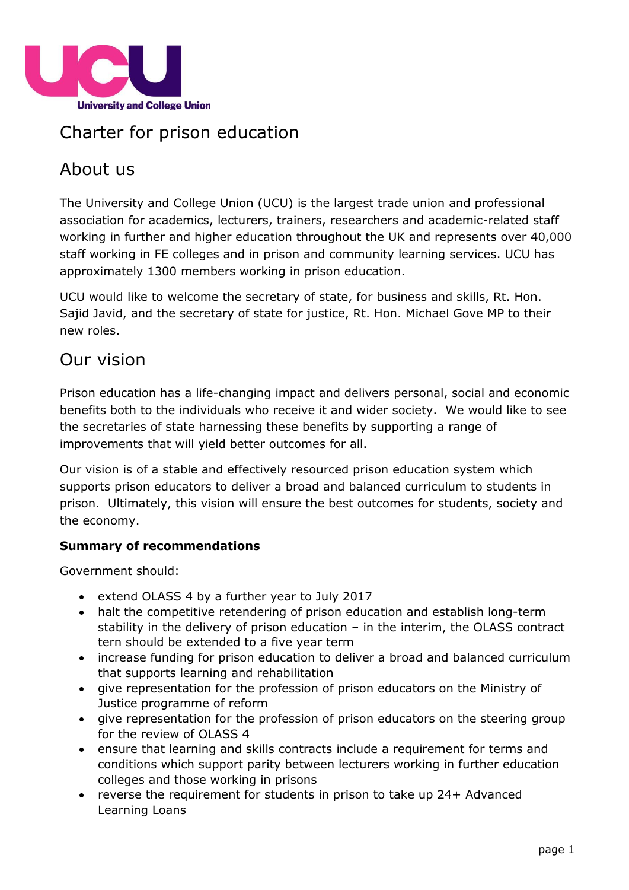University and College Union

# Charter for prison education

## About us

The University and College Union (UCU) is the largest trade union and professional association for academics, lecturers, trainers, researchers and academic-related staff working in further and higher education throughout the UK and represents over 40,000 staff working in FE colleges and in prison and community learning services. UCU has approximately 1300 members working in prison education.

UCU would like to welcome the secretary of state, for business and skills, Rt. Hon. Sajid Javid, and the secretary of state for justice, Rt. Hon. Michael Gove MP to their new roles.

## Our vision

Prison education has a life-changing impact and delivers personal, social and economic benefits both to the individuals who receive it and wider society. We would like to see the secretaries of state harnessing these benefits by supporting a range of improvements that will yield better outcomes for all.

Our vision is of a stable and effectively resourced prison education system which supports prison educators to deliver a broad and balanced curriculum to students in prison. Ultimately, this vision will ensure the best outcomes for students, society and the economy.

**Summary of recommendations**

Government should:

- extend OLASS 4 by a further year to July 2017
- halt the competitive retendering of prison education and establish long-term stability in the delivery of prison education – in the interim, the OLASS contract tern should be extended to a five year term
- increase funding for prison education to deliver a broad and balanced curriculum that supports learning and rehabilitation
- give representation for the profession of prison educators on the Ministry of Justice programme of reform
- give representation for the profession of prison educators on the steering group for the review of OLASS 4
- ensure that learning and skills contracts include a requirement for terms and conditions which support parity between lecturers working in further education colleges and those working in prisons
- reverse the requirement for students in prison to take up 24+ Advanced Learning Loans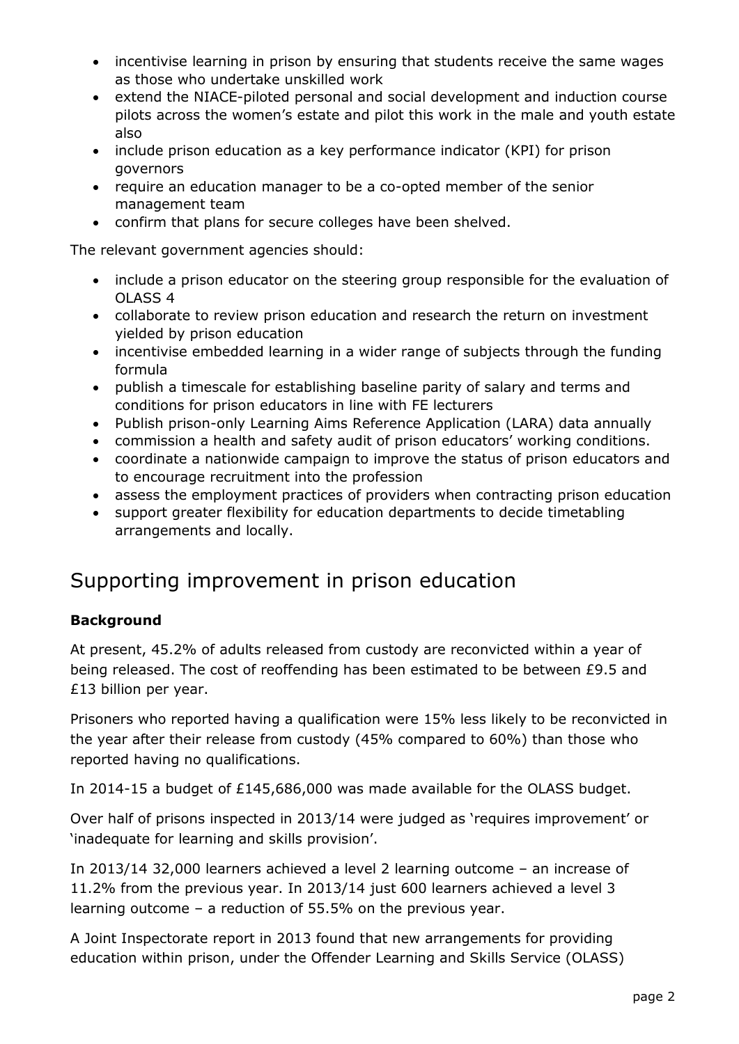- incentivise learning in prison by ensuring that students receive the same wages as those who undertake unskilled work
- extend the NIACE-piloted personal and social development and induction course pilots across the women's estate and pilot this work in the male and youth estate also
- include prison education as a key performance indicator (KPI) for prison governors
- require an education manager to be a co-opted member of the senior management team
- confirm that plans for secure colleges have been shelved.

The relevant government agencies should:

- include a prison educator on the steering group responsible for the evaluation of OLASS 4
- collaborate to review prison education and research the return on investment yielded by prison education
- incentivise embedded learning in a wider range of subjects through the funding formula
- publish a timescale for establishing baseline parity of salary and terms and conditions for prison educators in line with FE lecturers
- Publish prison-only Learning Aims Reference Application (LARA) data annually
- commission a health and safety audit of prison educators' working conditions.
- coordinate a nationwide campaign to improve the status of prison educators and to encourage recruitment into the profession
- assess the employment practices of providers when contracting prison education
- support greater flexibility for education departments to decide timetabling arrangements and locally.

## Supporting improvement in prison education

**Background**

At present, 45.2% of adults released from custody are reconvicted within a year of being released. The cost of reoffending has been estimated to be between £9.5 and £13 billion per year.

Prisoners who reported having a qualification were 15% less likely to be reconvicted in the year after their release from custody (45% compared to 60%) than those who reported having no qualifications.

In 2014-15 a budget of £145,686,000 was made available for the OLASS budget.

Over half of prisons inspected in 2013/14 were judged as 'requires improvement' or 'inadequate for learning and skills provision'.

In 2013/14 32,000 learners achieved a level 2 learning outcome – an increase of 11.2% from the previous year. In 2013/14 just 600 learners achieved a level 3 learning outcome – a reduction of 55.5% on the previous year.

A Joint Inspectorate report in 2013 found that new arrangements for providing education within prison, under the Offender Learning and Skills Service (OLASS)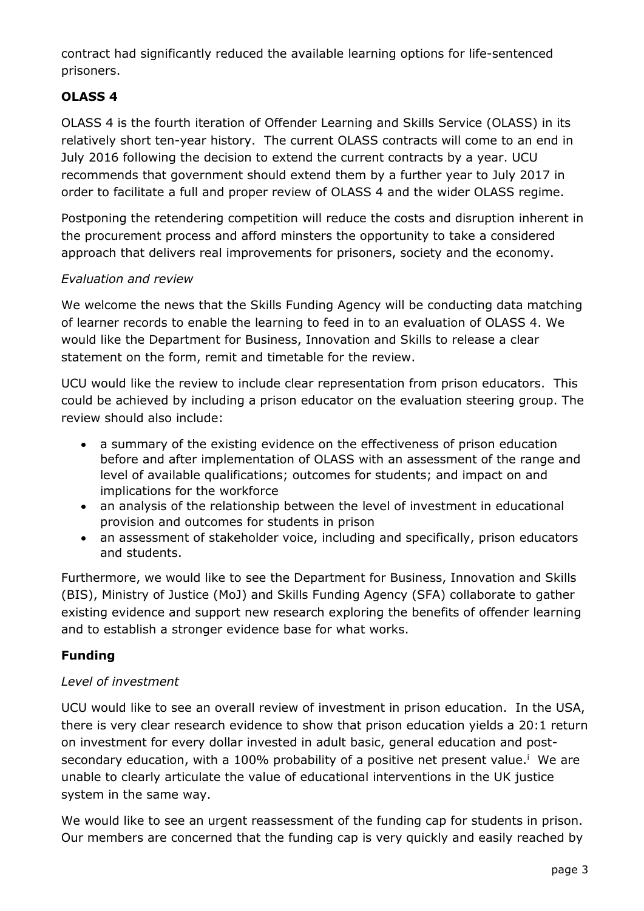contract had significantly reduced the available learning options for life-sentenced prisoners.

## OLASS 4

OLASS 4 is the fourth iteration of Offender Learning and Skills Service (OLASS) in its relatively short ten-year history. The current OLASS contracts will come to an end in July 2016 following the decision to extend the current contracts by a year. UCU recommends that government should extend them by a further year to July 2017 in order to facilitate a full and proper review of OLASS 4 and the wider OLASS regime.

Postponing the retendering competition will reduce the costs and disruption inherent in the procurement process and afford minsters the opportunity to take a considered approach that delivers real improvements for prisoners, society and the economy.

### *Evaluation and review*

We welcome the news that the Skills Funding Agency will be conducting data matching of learner records to enable the learning to feed in to an evaluation of OLASS 4. We would like the Department for Business, Innovation and Skills to release a clear statement on the form, remit and timetable for the review.

UCU would like the review to include clear representation from prison educators. This could be achieved by including a prison educator on the evaluation steering group. The review should also include:

- a summary of the existing evidence on the effectiveness of prison education before and after implementation of OLASS with an assessment of the range and level of available qualifications; outcomes for students; and impact on and implications for the workforce
- an analysis of the relationship between the level of investment in educational provision and outcomes for students in prison
- an assessment of stakeholder voice, including and specifically, prison educators and students.

Furthermore, we would like to see the Department for Business, Innovation and Skills (BIS), Ministry of Justice (MoJ) and Skills Funding Agency (SFA) collaborate to gather existing evidence and support new research exploring the benefits of offender learning and to establish a stronger evidence base for what works.

## Funding

### *Level of investment*

UCU would like to see an overall review of investment in prison education. In the USA, there is very clear research evidence to show that prison education yields a 20:1 return on investment for every dollar invested in adult basic, general education and post-secondary education, with a 100% probability of a positive net present value.[i] We are unable to clearly articulate the value of educational interventions in the UK justice system in the same way.

We would like to see an urgent reassessment of the funding cap for students in prison. Our members are concerned that the funding cap is very quickly and easily reached by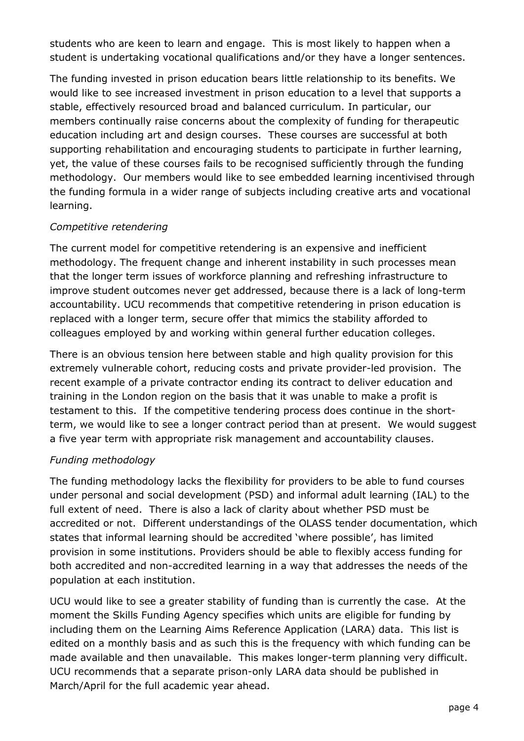students who are keen to learn and engage. This is most likely to happen when a student is undertaking vocational qualifications and/or they have a longer sentences.

The funding invested in prison education bears little relationship to its benefits. We would like to see increased investment in prison education to a level that supports a stable, effectively resourced broad and balanced curriculum. In particular, our members continually raise concerns about the complexity of funding for therapeutic education including art and design courses. These courses are successful at both supporting rehabilitation and encouraging students to participate in further learning, yet, the value of these courses fails to be recognised sufficiently through the funding methodology. Our members would like to see embedded learning incentivised through the funding formula in a wider range of subjects including creative arts and vocational learning.

*Competitive retendering*

The current model for competitive retendering is an expensive and inefficient methodology. The frequent change and inherent instability in such processes mean that the longer term issues of workforce planning and refreshing infrastructure to improve student outcomes never get addressed, because there is a lack of long-term accountability. UCU recommends that competitive retendering in prison education is replaced with a longer term, secure offer that mimics the stability afforded to colleagues employed by and working within general further education colleges.

There is an obvious tension here between stable and high quality provision for this extremely vulnerable cohort, reducing costs and private provider-led provision. The recent example of a private contractor ending its contract to deliver education and training in the London region on the basis that it was unable to make a profit is testament to this. If the competitive tendering process does continue in the short-term, we would like to see a longer contract period than at present. We would suggest a five year term with appropriate risk management and accountability clauses.

*Funding methodology*

The funding methodology lacks the flexibility for providers to be able to fund courses under personal and social development (PSD) and informal adult learning (IAL) to the full extent of need. There is also a lack of clarity about whether PSD must be accredited or not. Different understandings of the OLASS tender documentation, which states that informal learning should be accredited 'where possible', has limited provision in some institutions. Providers should be able to flexibly access funding for both accredited and non-accredited learning in a way that addresses the needs of the population at each institution.

UCU would like to see a greater stability of funding than is currently the case. At the moment the Skills Funding Agency specifies which units are eligible for funding by including them on the Learning Aims Reference Application (LARA) data. This list is edited on a monthly basis and as such this is the frequency with which funding can be made available and then unavailable. This makes longer-term planning very difficult. UCU recommends that a separate prison-only LARA data should be published in March/April for the full academic year ahead.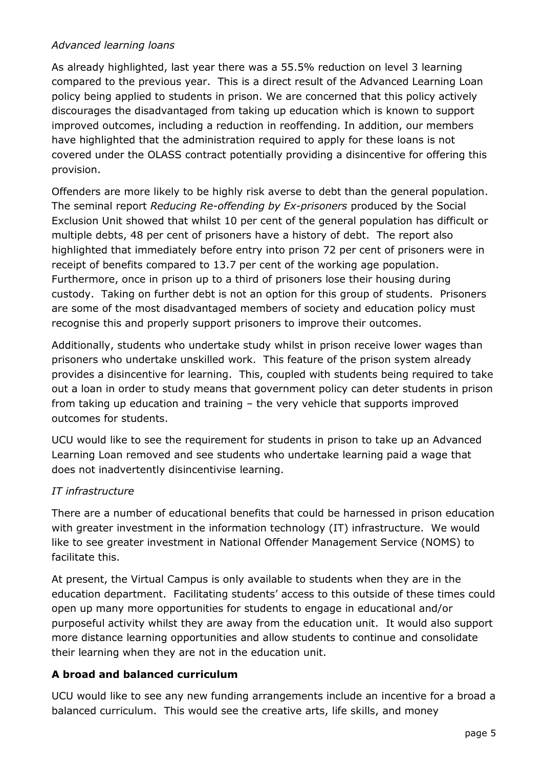*Advanced learning loans*

As already highlighted, last year there was a 55.5% reduction on level 3 learning compared to the previous year. This is a direct result of the Advanced Learning Loan policy being applied to students in prison. We are concerned that this policy actively discourages the disadvantaged from taking up education which is known to support improved outcomes, including a reduction in reoffending. In addition, our members have highlighted that the administration required to apply for these loans is not covered under the OLASS contract potentially providing a disincentive for offering this provision.

Offenders are more likely to be highly risk averse to debt than the general population. The seminal report *Reducing Re-offending by Ex-prisoners* produced by the Social Exclusion Unit showed that whilst 10 per cent of the general population has difficult or multiple debts, 48 per cent of prisoners have a history of debt. The report also highlighted that immediately before entry into prison 72 per cent of prisoners were in receipt of benefits compared to 13.7 per cent of the working age population. Furthermore, once in prison up to a third of prisoners lose their housing during custody. Taking on further debt is not an option for this group of students. Prisoners are some of the most disadvantaged members of society and education policy must recognise this and properly support prisoners to improve their outcomes.

Additionally, students who undertake study whilst in prison receive lower wages than prisoners who undertake unskilled work. This feature of the prison system already provides a disincentive for learning. This, coupled with students being required to take out a loan in order to study means that government policy can deter students in prison from taking up education and training – the very vehicle that supports improved outcomes for students.

UCU would like to see the requirement for students in prison to take up an Advanced Learning Loan removed and see students who undertake learning paid a wage that does not inadvertently disincentivise learning.

*IT infrastructure*

There are a number of educational benefits that could be harnessed in prison education with greater investment in the information technology (IT) infrastructure. We would like to see greater investment in National Offender Management Service (NOMS) to facilitate this.

At present, the Virtual Campus is only available to students when they are in the education department. Facilitating students' access to this outside of these times could open up many more opportunities for students to engage in educational and/or purposeful activity whilst they are away from the education unit. It would also support more distance learning opportunities and allow students to continue and consolidate their learning when they are not in the education unit.

**A broad and balanced curriculum**

UCU would like to see any new funding arrangements include an incentive for a broad a balanced curriculum. This would see the creative arts, life skills, and money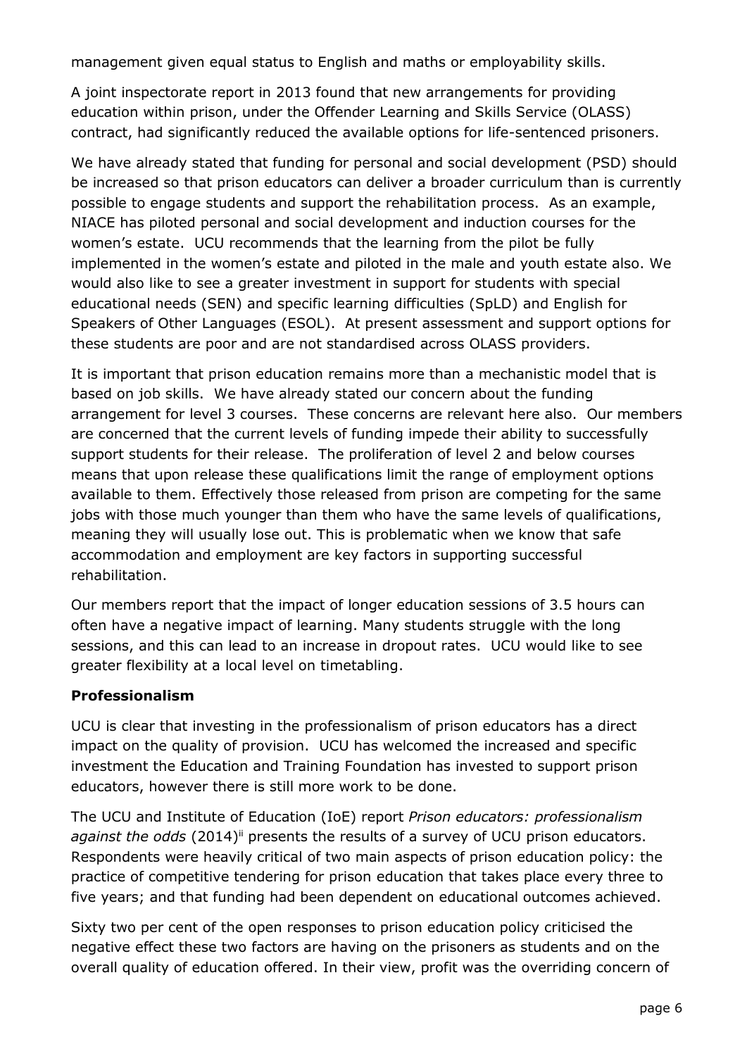management given equal status to English and maths or employability skills.

A joint inspectorate report in 2013 found that new arrangements for providing education within prison, under the Offender Learning and Skills Service (OLASS) contract, had significantly reduced the available options for life-sentenced prisoners.

We have already stated that funding for personal and social development (PSD) should be increased so that prison educators can deliver a broader curriculum than is currently possible to engage students and support the rehabilitation process. As an example, NIACE has piloted personal and social development and induction courses for the women's estate. UCU recommends that the learning from the pilot be fully implemented in the women's estate and piloted in the male and youth estate also. We would also like to see a greater investment in support for students with special educational needs (SEN) and specific learning difficulties (SpLD) and English for Speakers of Other Languages (ESOL). At present assessment and support options for these students are poor and are not standardised across OLASS providers.

It is important that prison education remains more than a mechanistic model that is based on job skills. We have already stated our concern about the funding arrangement for level 3 courses. These concerns are relevant here also. Our members are concerned that the current levels of funding impede their ability to successfully support students for their release. The proliferation of level 2 and below courses means that upon release these qualifications limit the range of employment options available to them. Effectively those released from prison are competing for the same jobs with those much younger than them who have the same levels of qualifications, meaning they will usually lose out. This is problematic when we know that safe accommodation and employment are key factors in supporting successful rehabilitation.

Our members report that the impact of longer education sessions of 3.5 hours can often have a negative impact of learning. Many students struggle with the long sessions, and this can lead to an increase in dropout rates. UCU would like to see greater flexibility at a local level on timetabling.

**Professionalism**

UCU is clear that investing in the professionalism of prison educators has a direct impact on the quality of provision. UCU has welcomed the increased and specific investment the Education and Training Foundation has invested to support prison educators, however there is still more work to be done.

The UCU and Institute of Education (IoE) report *Prison educators: professionalism against the odds* (2014)[ii] presents the results of a survey of UCU prison educators. Respondents were heavily critical of two main aspects of prison education policy: the practice of competitive tendering for prison education that takes place every three to five years; and that funding had been dependent on educational outcomes achieved.

Sixty two per cent of the open responses to prison education policy criticised the negative effect these two factors are having on the prisoners as students and on the overall quality of education offered. In their view, profit was the overriding concern of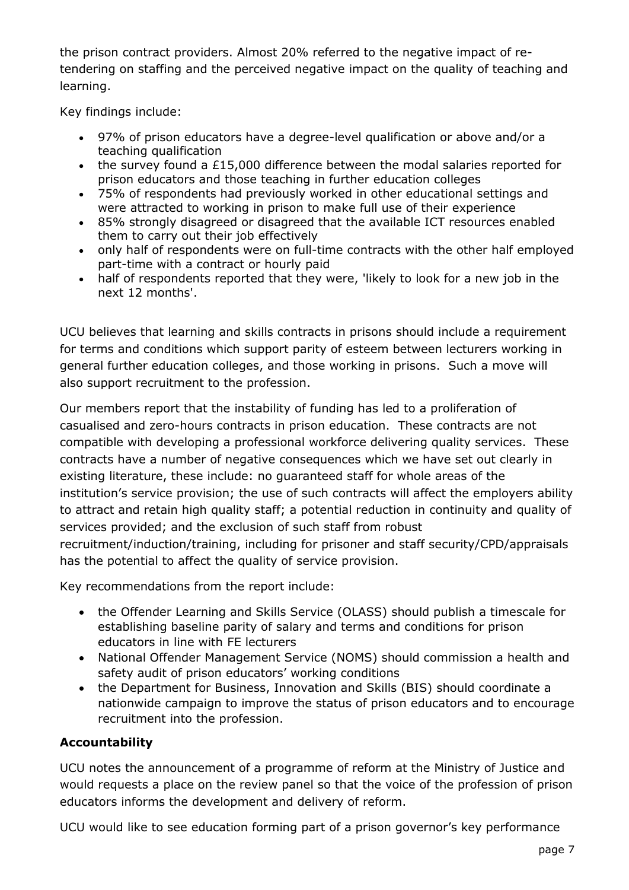the prison contract providers. Almost 20% referred to the negative impact of re-tendering on staffing and the perceived negative impact on the quality of teaching and learning.

Key findings include:

- 97% of prison educators have a degree-level qualification or above and/or a teaching qualification
- the survey found a £15,000 difference between the modal salaries reported for prison educators and those teaching in further education colleges
- 75% of respondents had previously worked in other educational settings and were attracted to working in prison to make full use of their experience
- 85% strongly disagreed or disagreed that the available ICT resources enabled them to carry out their job effectively
- only half of respondents were on full-time contracts with the other half employed part-time with a contract or hourly paid
- half of respondents reported that they were, 'likely to look for a new job in the next 12 months'.

UCU believes that learning and skills contracts in prisons should include a requirement for terms and conditions which support parity of esteem between lecturers working in general further education colleges, and those working in prisons. Such a move will also support recruitment to the profession.

Our members report that the instability of funding has led to a proliferation of casualised and zero-hours contracts in prison education. These contracts are not compatible with developing a professional workforce delivering quality services. These contracts have a number of negative consequences which we have set out clearly in existing literature, these include: no guaranteed staff for whole areas of the institution's service provision; the use of such contracts will affect the employers ability to attract and retain high quality staff; a potential reduction in continuity and quality of services provided; and the exclusion of such staff from robust recruitment/induction/training, including for prisoner and staff security/CPD/appraisals has the potential to affect the quality of service provision.

Key recommendations from the report include:

- the Offender Learning and Skills Service (OLASS) should publish a timescale for establishing baseline parity of salary and terms and conditions for prison educators in line with FE lecturers
- National Offender Management Service (NOMS) should commission a health and safety audit of prison educators' working conditions
- the Department for Business, Innovation and Skills (BIS) should coordinate a nationwide campaign to improve the status of prison educators and to encourage recruitment into the profession.

**Accountability**

UCU notes the announcement of a programme of reform at the Ministry of Justice and would requests a place on the review panel so that the voice of the profession of prison educators informs the development and delivery of reform.

UCU would like to see education forming part of a prison governor's key performance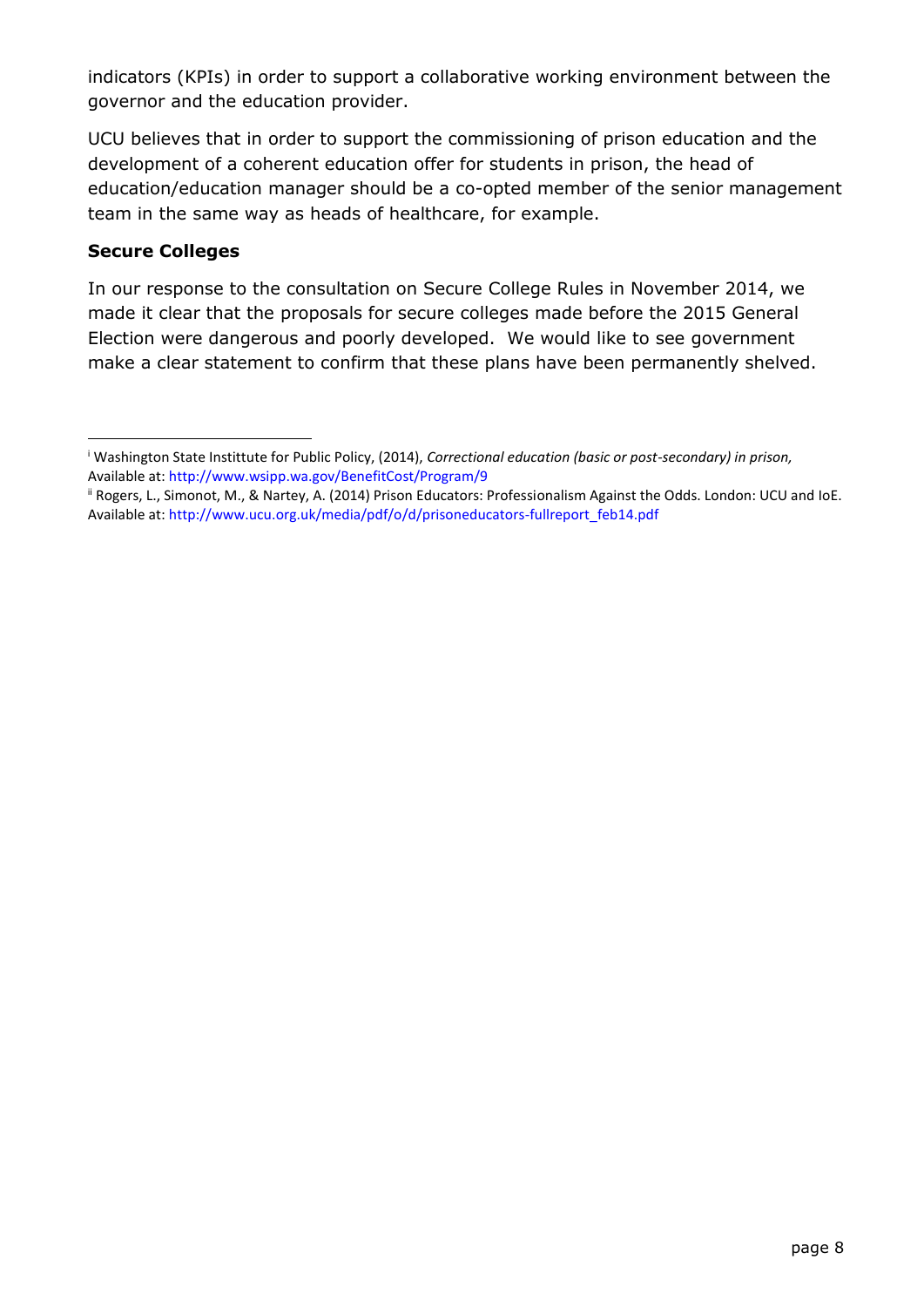indicators (KPIs) in order to support a collaborative working environment between the governor and the education provider.

UCU believes that in order to support the commissioning of prison education and the development of a coherent education offer for students in prison, the head of education/education manager should be a co-opted member of the senior management team in the same way as heads of healthcare, for example.

**Secure Colleges**

In our response to the consultation on Secure College Rules in November 2014, we made it clear that the proposals for secure colleges made before the 2015 General Election were dangerous and poorly developed. We would like to see government make a clear statement to confirm that these plans have been permanently shelved.

---

[i] Washington State Instittute for Public Policy, (2014), *Correctional education (basic or post-secondary) in prison,* Available at: http://www.wsipp.wa.gov/BenefitCost/Program/9

[ii] Rogers, L., Simonot, M., & Nartey, A. (2014) Prison Educators: Professionalism Against the Odds. London: UCU and IoE. Available at: http://www.ucu.org.uk/media/pdf/o/d/prisoneducators-fullreport_feb14.pdf